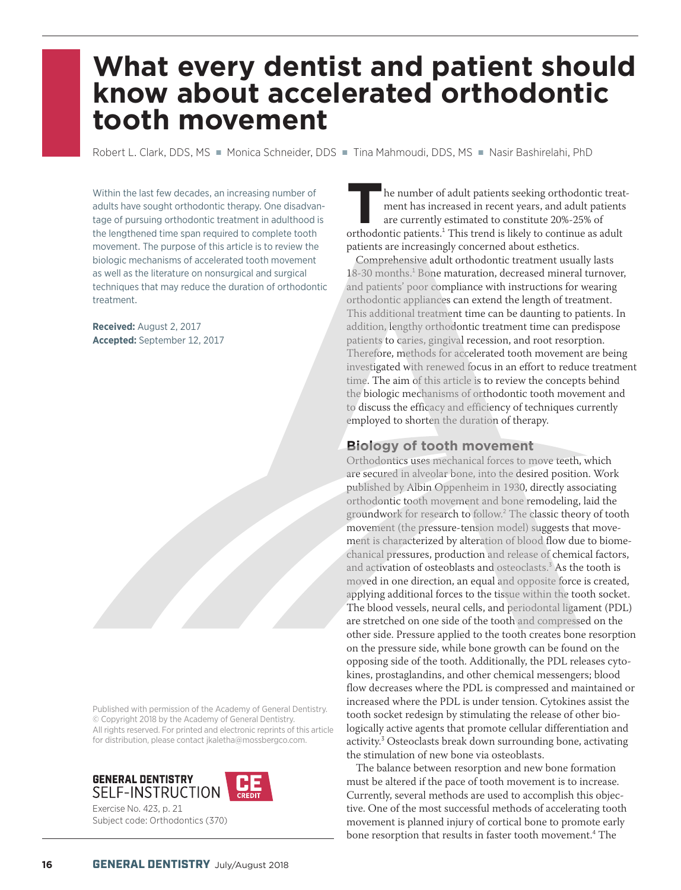# What every dentist and patient should know about accelerated orthodontic tooth movement

Robert L. Clark, DDS, MS ■ Monica Schneider, DDS ■ Tina Mahmoudi, DDS, MS ■ Nasir Bashirelahi, PhD

Within the last few decades, an increasing number of adults have sought orthodontic therapy. One disadvantage of pursuing orthodontic treatment in adulthood is the lengthened time span required to complete tooth movement. The purpose of this article is to review the biologic mechanisms of accelerated tooth movement as well as the literature on nonsurgical and surgical techniques that may reduce the duration of orthodontic treatment.

**Received:** August 2, 2017
**Accepted:** September 12, 2017

Published with permission of the Academy of General Dentistry. © Copyright 2018 by the Academy of General Dentistry. All rights reserved. For printed and electronic reprints of this article for distribution, please contact jkaletha@mossbergco.com.

**GENERAL DENTISTRY SELF-INSTRUCTION** CE CREDIT
Exercise No. 423, p. 21
Subject code: Orthodontics (370)

The number of adult patients seeking orthodontic treatment has increased in recent years, and adult patients are currently estimated to constitute 20%-25% of orthodontic patients.[1] This trend is likely to continue as adult patients are increasingly concerned about esthetics.

Comprehensive adult orthodontic treatment usually lasts 18-30 months.[1] Bone maturation, decreased mineral turnover, and patients' poor compliance with instructions for wearing orthodontic appliances can extend the length of treatment. This additional treatment time can be daunting to patients. In addition, lengthy orthodontic treatment time can predispose patients to caries, gingival recession, and root resorption. Therefore, methods for accelerated tooth movement are being investigated with renewed focus in an effort to reduce treatment time. The aim of this article is to review the concepts behind the biologic mechanisms of orthodontic tooth movement and to discuss the efficacy and efficiency of techniques currently employed to shorten the duration of therapy.

## Biology of tooth movement

Orthodontics uses mechanical forces to move teeth, which are secured in alveolar bone, into the desired position. Work published by Albin Oppenheim in 1930, directly associating orthodontic tooth movement and bone remodeling, laid the groundwork for research to follow.[2] The classic theory of tooth movement (the pressure-tension model) suggests that movement is characterized by alteration of blood flow due to biomechanical pressures, production and release of chemical factors, and activation of osteoblasts and osteoclasts.[3] As the tooth is moved in one direction, an equal and opposite force is created, applying additional forces to the tissue within the tooth socket. The blood vessels, neural cells, and periodontal ligament (PDL) are stretched on one side of the tooth and compressed on the other side. Pressure applied to the tooth creates bone resorption on the pressure side, while bone growth can be found on the opposing side of the tooth. Additionally, the PDL releases cytokines, prostaglandins, and other chemical messengers; blood flow decreases where the PDL is compressed and maintained or increased where the PDL is under tension. Cytokines assist the tooth socket redesign by stimulating the release of other biologically active agents that promote cellular differentiation and activity.[3] Osteoclasts break down surrounding bone, activating the stimulation of new bone via osteoblasts.

The balance between resorption and new bone formation must be altered if the pace of tooth movement is to increase. Currently, several methods are used to accomplish this objective. One of the most successful methods of accelerating tooth movement is planned injury of cortical bone to promote early bone resorption that results in faster tooth movement.[4] The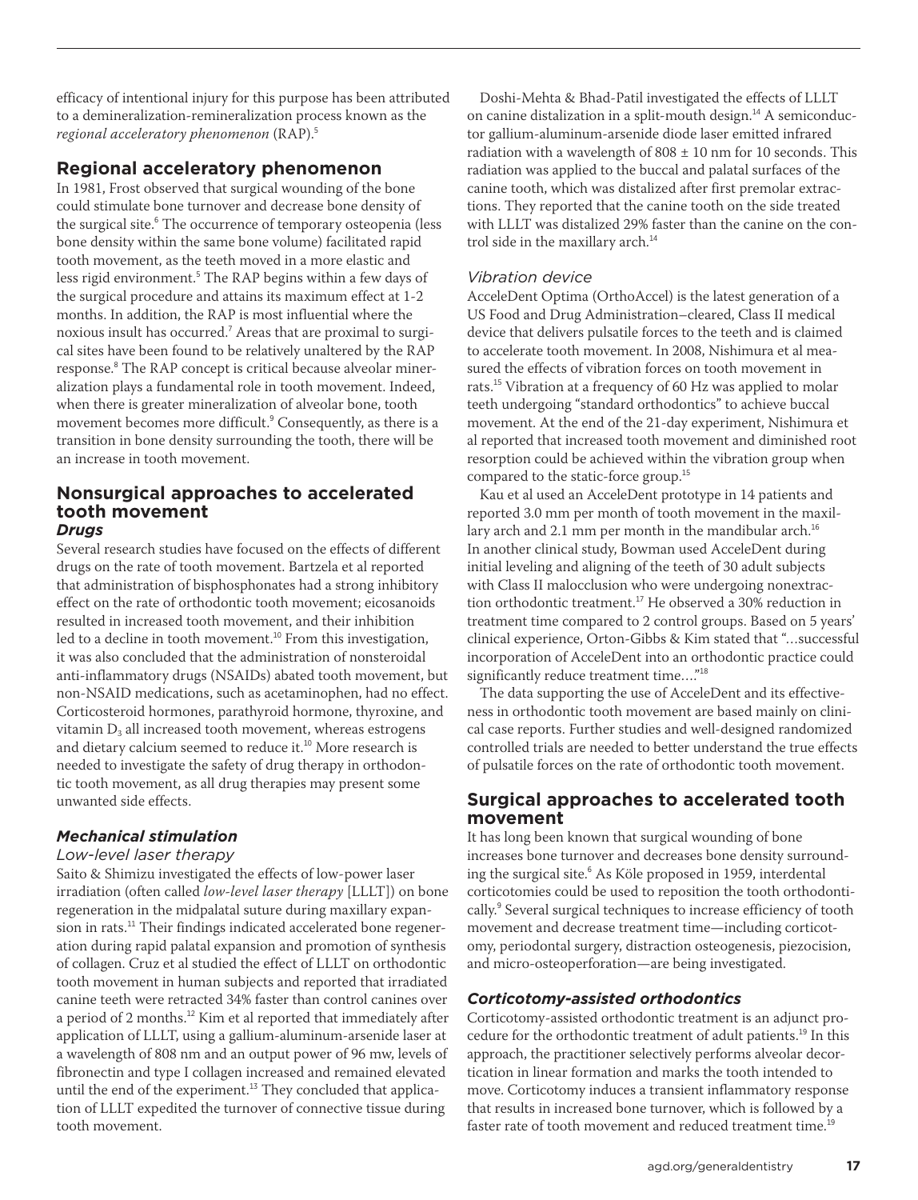efficacy of intentional injury for this purpose has been attributed to a demineralization-remineralization process known as the *regional acceleratory phenomenon* (RAP).[5]

## Regional acceleratory phenomenon

In 1981, Frost observed that surgical wounding of the bone could stimulate bone turnover and decrease bone density of the surgical site.[6] The occurrence of temporary osteopenia (less bone density within the same bone volume) facilitated rapid tooth movement, as the teeth moved in a more elastic and less rigid environment.[5] The RAP begins within a few days of the surgical procedure and attains its maximum effect at 1-2 months. In addition, the RAP is most influential where the noxious insult has occurred.[7] Areas that are proximal to surgical sites have been found to be relatively unaltered by the RAP response.[8] The RAP concept is critical because alveolar mineralization plays a fundamental role in tooth movement. Indeed, when there is greater mineralization of alveolar bone, tooth movement becomes more difficult.[9] Consequently, as there is a transition in bone density surrounding the tooth, there will be an increase in tooth movement.

## Nonsurgical approaches to accelerated tooth movement

### *Drugs*

Several research studies have focused on the effects of different drugs on the rate of tooth movement. Bartzela et al reported that administration of bisphosphonates had a strong inhibitory effect on the rate of orthodontic tooth movement; eicosanoids resulted in increased tooth movement, and their inhibition led to a decline in tooth movement.[10] From this investigation, it was also concluded that the administration of nonsteroidal anti-inflammatory drugs (NSAIDs) abated tooth movement, but non-NSAID medications, such as acetaminophen, had no effect. Corticosteroid hormones, parathyroid hormone, thyroxine, and vitamin $D_3$ all increased tooth movement, whereas estrogens and dietary calcium seemed to reduce it.[10] More research is needed to investigate the safety of drug therapy in orthodontic tooth movement, as all drug therapies may present some unwanted side effects.

### *Mechanical stimulation*

#### *Low-level laser therapy*

Saito & Shimizu investigated the effects of low-power laser irradiation (often called *low-level laser therapy* [LLLT]) on bone regeneration in the midpalatal suture during maxillary expansion in rats.[11] Their findings indicated accelerated bone regeneration during rapid palatal expansion and promotion of synthesis of collagen. Cruz et al studied the effect of LLLT on orthodontic tooth movement in human subjects and reported that irradiated canine teeth were retracted 34% faster than control canines over a period of 2 months.[12] Kim et al reported that immediately after application of LLLT, using a gallium-aluminum-arsenide laser at a wavelength of 808 nm and an output power of 96 mw, levels of fibronectin and type I collagen increased and remained elevated until the end of the experiment.[13] They concluded that application of LLLT expedited the turnover of connective tissue during tooth movement.

Doshi-Mehta & Bhad-Patil investigated the effects of LLLT on canine distalization in a split-mouth design.[14] A semiconductor gallium-aluminum-arsenide diode laser emitted infrared radiation with a wavelength of 808 ± 10 nm for 10 seconds. This radiation was applied to the buccal and palatal surfaces of the canine tooth, which was distalized after first premolar extractions. They reported that the canine tooth on the side treated with LLLT was distalized 29% faster than the canine on the control side in the maxillary arch.[14]

#### *Vibration device*

AcceleDent Optima (OrthoAccel) is the latest generation of a US Food and Drug Administration–cleared, Class II medical device that delivers pulsatile forces to the teeth and is claimed to accelerate tooth movement. In 2008, Nishimura et al measured the effects of vibration forces on tooth movement in rats.[15] Vibration at a frequency of 60 Hz was applied to molar teeth undergoing "standard orthodontics" to achieve buccal movement. At the end of the 21-day experiment, Nishimura et al reported that increased tooth movement and diminished root resorption could be achieved within the vibration group when compared to the static-force group.[15]

Kau et al used an AcceleDent prototype in 14 patients and reported 3.0 mm per month of tooth movement in the maxillary arch and 2.1 mm per month in the mandibular arch.[16] In another clinical study, Bowman used AcceleDent during initial leveling and aligning of the teeth of 30 adult subjects with Class II malocclusion who were undergoing nonextraction orthodontic treatment.[17] He observed a 30% reduction in treatment time compared to 2 control groups. Based on 5 years' clinical experience, Orton-Gibbs & Kim stated that "...successful incorporation of AcceleDent into an orthodontic practice could significantly reduce treatment time...."[18]

The data supporting the use of AcceleDent and its effectiveness in orthodontic tooth movement are based mainly on clinical case reports. Further studies and well-designed randomized controlled trials are needed to better understand the true effects of pulsatile forces on the rate of orthodontic tooth movement.

## Surgical approaches to accelerated tooth movement

It has long been known that surgical wounding of bone increases bone turnover and decreases bone density surrounding the surgical site.[6] As Köle proposed in 1959, interdental corticotomies could be used to reposition the tooth orthodontically.[9] Several surgical techniques to increase efficiency of tooth movement and decrease treatment time—including corticotomy, periodontal surgery, distraction osteogenesis, piezocision, and micro-osteoperforation—are being investigated.

### *Corticotomy-assisted orthodontics*

Corticotomy-assisted orthodontic treatment is an adjunct procedure for the orthodontic treatment of adult patients.[19] In this approach, the practitioner selectively performs alveolar decortication in linear formation and marks the tooth intended to move. Corticotomy induces a transient inflammatory response that results in increased bone turnover, which is followed by a faster rate of tooth movement and reduced treatment time.[19]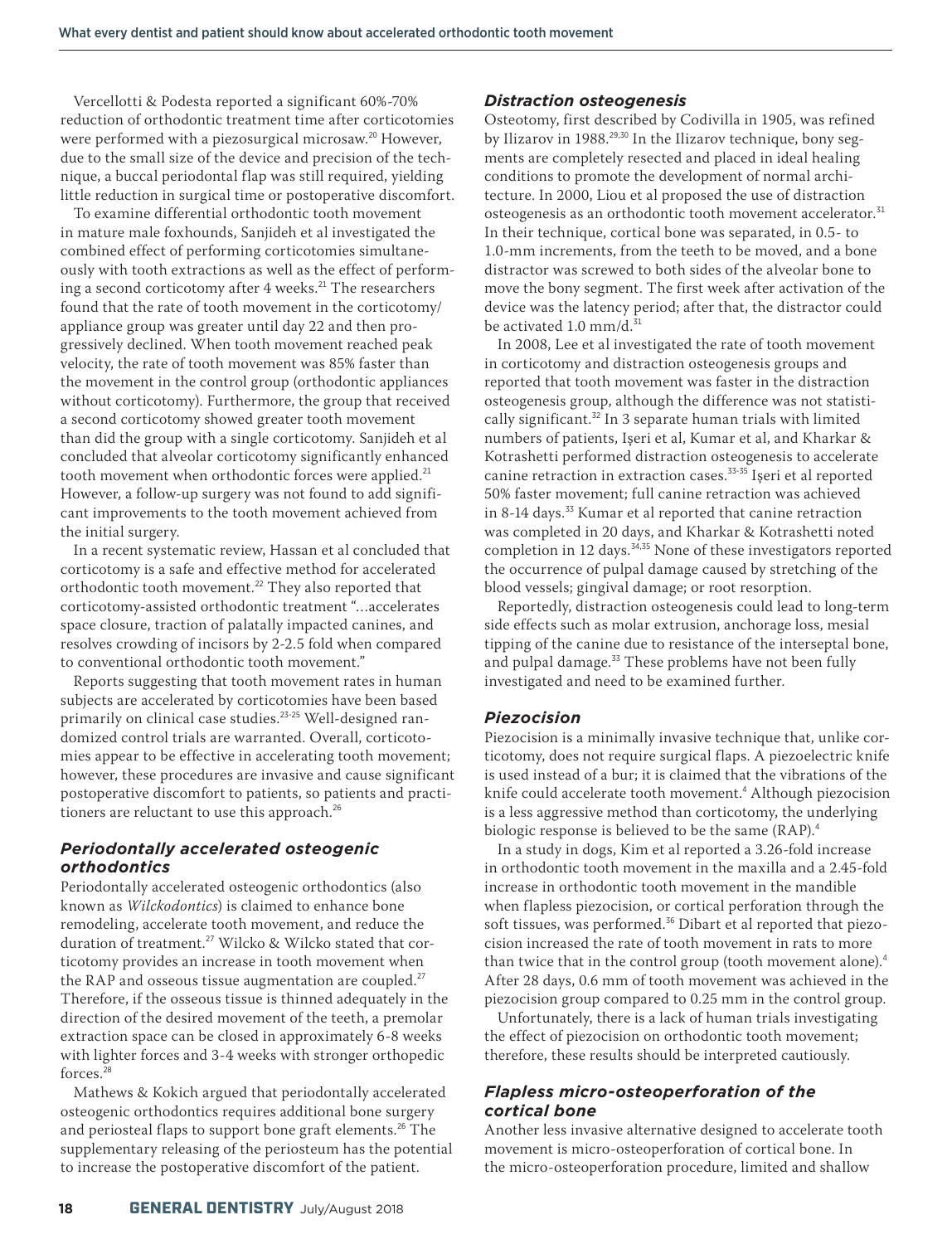Vercellotti & Podesta reported a significant 60%-70% reduction of orthodontic treatment time after corticotomies were performed with a piezosurgical microsaw.[20] However, due to the small size of the device and precision of the technique, a buccal periodontal flap was still required, yielding little reduction in surgical time or postoperative discomfort.

To examine differential orthodontic tooth movement in mature male foxhounds, Sanjideh et al investigated the combined effect of performing corticotomies simultaneously with tooth extractions as well as the effect of performing a second corticotomy after 4 weeks.[21] The researchers found that the rate of tooth movement in the corticotomy/appliance group was greater until day 22 and then progressively declined. When tooth movement reached peak velocity, the rate of tooth movement was 85% faster than the movement in the control group (orthodontic appliances without corticotomy). Furthermore, the group that received a second corticotomy showed greater tooth movement than did the group with a single corticotomy. Sanjideh et al concluded that alveolar corticotomy significantly enhanced tooth movement when orthodontic forces were applied.[21] However, a follow-up surgery was not found to add significant improvements to the tooth movement achieved from the initial surgery.

In a recent systematic review, Hassan et al concluded that corticotomy is a safe and effective method for accelerated orthodontic tooth movement.[22] They also reported that corticotomy-assisted orthodontic treatment "...accelerates space closure, traction of palatally impacted canines, and resolves crowding of incisors by 2-2.5 fold when compared to conventional orthodontic tooth movement."

Reports suggesting that tooth movement rates in human subjects are accelerated by corticotomies have been based primarily on clinical case studies.[23-25] Well-designed randomized control trials are warranted. Overall, corticotomies appear to be effective in accelerating tooth movement; however, these procedures are invasive and cause significant postoperative discomfort to patients, so patients and practitioners are reluctant to use this approach.[26]

### *Periodontally accelerated osteogenic orthodontics*

Periodontally accelerated osteogenic orthodontics (also known as *Wilckodontics*) is claimed to enhance bone remodeling, accelerate tooth movement, and reduce the duration of treatment.[27] Wilcko & Wilcko stated that corticotomy provides an increase in tooth movement when the RAP and osseous tissue augmentation are coupled.[27] Therefore, if the osseous tissue is thinned adequately in the direction of the desired movement of the teeth, a premolar extraction space can be closed in approximately 6-8 weeks with lighter forces and 3-4 weeks with stronger orthopedic forces.[28]

Mathews & Kokich argued that periodontally accelerated osteogenic orthodontics requires additional bone surgery and periosteal flaps to support bone graft elements.[26] The supplementary releasing of the periosteum has the potential to increase the postoperative discomfort of the patient.

### *Distraction osteogenesis*

Osteotomy, first described by Codivilla in 1905, was refined by Ilizarov in 1988.[29,30] In the Ilizarov technique, bony segments are completely resected and placed in ideal healing conditions to promote the development of normal architecture. In 2000, Liou et al proposed the use of distraction osteogenesis as an orthodontic tooth movement accelerator.[31] In their technique, cortical bone was separated, in 0.5- to 1.0-mm increments, from the teeth to be moved, and a bone distractor was screwed to both sides of the alveolar bone to move the bony segment. The first week after activation of the device was the latency period; after that, the distractor could be activated 1.0 mm/d.[31]

In 2008, Lee et al investigated the rate of tooth movement in corticotomy and distraction osteogenesis groups and reported that tooth movement was faster in the distraction osteogenesis group, although the difference was not statistically significant.[32] In 3 separate human trials with limited numbers of patients, Işeri et al, Kumar et al, and Kharkar & Kotrashetti performed distraction osteogenesis to accelerate canine retraction in extraction cases.[33-35] Işeri et al reported 50% faster movement; full canine retraction was achieved in 8-14 days.[33] Kumar et al reported that canine retraction was completed in 20 days, and Kharkar & Kotrashetti noted completion in 12 days.[34,35] None of these investigators reported the occurrence of pulpal damage caused by stretching of the blood vessels; gingival damage; or root resorption.

Reportedly, distraction osteogenesis could lead to long-term side effects such as molar extrusion, anchorage loss, mesial tipping of the canine due to resistance of the interseptal bone, and pulpal damage.[33] These problems have not been fully investigated and need to be examined further.

### *Piezocision*

Piezocision is a minimally invasive technique that, unlike corticotomy, does not require surgical flaps. A piezoelectric knife is used instead of a bur; it is claimed that the vibrations of the knife could accelerate tooth movement.[4] Although piezocision is a less aggressive method than corticotomy, the underlying biologic response is believed to be the same (RAP).[4]

In a study in dogs, Kim et al reported a 3.26-fold increase in orthodontic tooth movement in the maxilla and a 2.45-fold increase in orthodontic tooth movement in the mandible when flapless piezocision, or cortical perforation through the soft tissues, was performed.[36] Dibart et al reported that piezocision increased the rate of tooth movement in rats to more than twice that in the control group (tooth movement alone).[4] After 28 days, 0.6 mm of tooth movement was achieved in the piezocision group compared to 0.25 mm in the control group.

Unfortunately, there is a lack of human trials investigating the effect of piezocision on orthodontic tooth movement; therefore, these results should be interpreted cautiously.

### *Flapless micro-osteoperforation of the cortical bone*

Another less invasive alternative designed to accelerate tooth movement is micro-osteoperforation of cortical bone. In the micro-osteoperforation procedure, limited and shallow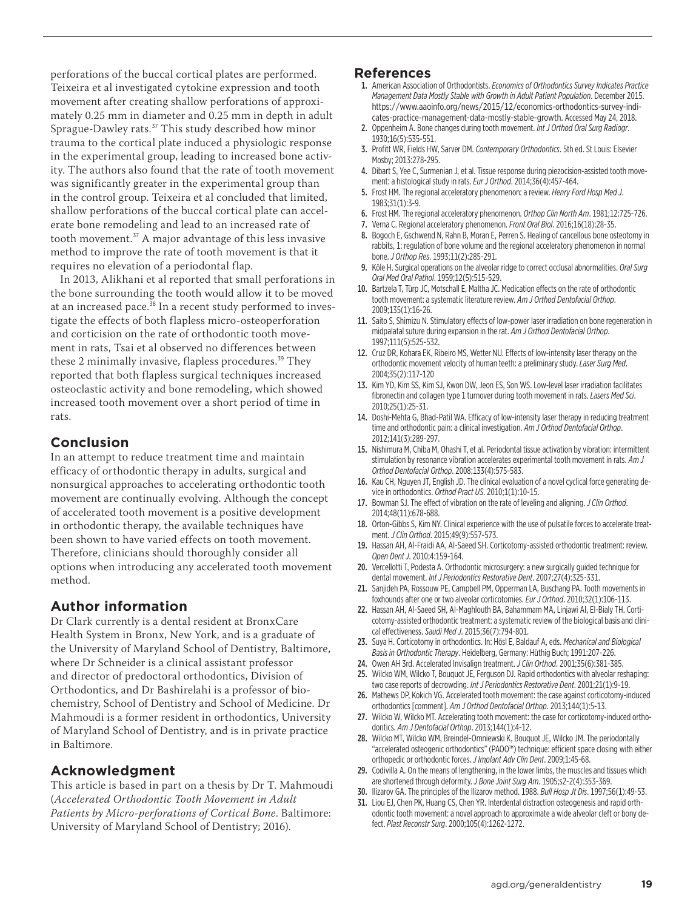perforations of the buccal cortical plates are performed. Teixeira et al investigated cytokine expression and tooth movement after creating shallow perforations of approximately 0.25 mm in diameter and 0.25 mm in depth in adult Sprague-Dawley rats.[37] This study described how minor trauma to the cortical plate induced a physiologic response in the experimental group, leading to increased bone activity. The authors also found that the rate of tooth movement was significantly greater in the experimental group than in the control group. Teixeira et al concluded that limited, shallow perforations of the buccal cortical plate can accelerate bone remodeling and lead to an increased rate of tooth movement.[37] A major advantage of this less invasive method to improve the rate of tooth movement is that it requires no elevation of a periodontal flap.

In 2013, Alikhani et al reported that small perforations in the bone surrounding the tooth would allow it to be moved at an increased pace.[38] In a recent study performed to investigate the effects of both flapless micro-osteoperforation and corticision on the rate of orthodontic tooth movement in rats, Tsai et al observed no differences between these 2 minimally invasive, flapless procedures.[39] They reported that both flapless surgical techniques increased osteoclastic activity and bone remodeling, which showed increased tooth movement over a short period of time in rats.

## Conclusion

In an attempt to reduce treatment time and maintain efficacy of orthodontic therapy in adults, surgical and nonsurgical approaches to accelerating orthodontic tooth movement are continually evolving. Although the concept of accelerated tooth movement is a positive development in orthodontic therapy, the available techniques have been shown to have varied effects on tooth movement. Therefore, clinicians should thoroughly consider all options when introducing any accelerated tooth movement method.

## Author information

Dr Clark currently is a dental resident at BronxCare Health System in Bronx, New York, and is a graduate of the University of Maryland School of Dentistry, Baltimore, where Dr Schneider is a clinical assistant professor and director of predoctoral orthodontics, Division of Orthodontics, and Dr Bashirelahi is a professor of biochemistry, School of Dentistry and School of Medicine. Dr Mahmoudi is a former resident in orthodontics, University of Maryland School of Dentistry, and is in private practice in Baltimore.

## Acknowledgment

This article is based in part on a thesis by Dr T. Mahmoudi (*Accelerated Orthodontic Tooth Movement in Adult Patients by Micro-perforations of Cortical Bone*. Baltimore: University of Maryland School of Dentistry; 2016).

## References

1. American Association of Orthodontists. *Economics of Orthodontics Survey Indicates Practice Management Data Mostly Stable with Growth in Adult Patient Population*. December 2015. https://www.aaoinfo.org/news/2015/12/economics-orthodontics-survey-indicates-practice-management-data-mostly-stable-growth. Accessed May 24, 2018.
2. Oppenheim A. Bone changes during tooth movement. *Int J Orthod Oral Surg Radiogr*. 1930;16(5):535-551.
3. Profitt WR, Fields HW, Sarver DM. *Contemporary Orthodontics*. 5th ed. St Louis: Elsevier Mosby; 2013:278-295.
4. Dibart S, Yee C, Surmenian J, et al. Tissue response during piezocision-assisted tooth movement: a histological study in rats. *Eur J Orthod*. 2014;36(4):457-464.
5. Frost HM. The regional acceleratory phenomenon: a review. *Henry Ford Hosp Med J*. 1983;31(1):3-9.
6. Frost HM. The regional acceleratory phenomenon. *Orthop Clin North Am*. 1981;12:725-726.
7. Verna C. Regional acceleratory phenomenon. *Front Oral Biol*. 2016;16(18):28-35.
8. Bogoch E, Gschwend N, Rahn B, Moran E, Perren S. Healing of cancellous bone osteotomy in rabbits, 1: regulation of bone volume and the regional acceleratory phenomenon in normal bone. *J Orthop Res*. 1993;11(2):285-291.
9. Köle H. Surgical operations on the alveolar ridge to correct occlusal abnormalities. *Oral Surg Oral Med Oral Pathol*. 1959;12(5):515-529.
10. Bartzela T, Türp JC, Motschall E, Maltha JC. Medication effects on the rate of orthodontic tooth movement: a systematic literature review. *Am J Orthod Dentofacial Orthop*. 2009;135(1):16-26.
11. Saito S, Shimizu N. Stimulatory effects of low-power laser irradiation on bone regeneration in midpalatal suture during expansion in the rat. *Am J Orthod Dentofacial Orthop*. 1997;111(5):525-532.
12. Cruz DR, Kohara EK, Ribeiro MS, Wetter NU. Effects of low-intensity laser therapy on the orthodontic movement velocity of human teeth: a preliminary study. *Laser Surg Med*. 2004;35(2):117-120
13. Kim YD, Kim SS, Kim SJ, Kwon DW, Jeon ES, Son WS. Low-level laser irradiation facilitates fibronectin and collagen type 1 turnover during tooth movement in rats. *Lasers Med Sci*. 2010;25(1):25-31.
14. Doshi-Mehta G, Bhad-Patil WA. Efficacy of low-intensity laser therapy in reducing treatment time and orthodontic pain: a clinical investigation. *Am J Orthod Dentofacial Orthop*. 2012;141(3):289-297.
15. Nishimura M, Chiba M, Ohashi T, et al. Periodontal tissue activation by vibration: intermittent stimulation by resonance vibration accelerates experimental tooth movement in rats. *Am J Orthod Dentofacial Orthop*. 2008;133(4):575-583.
16. Kau CH, Nguyen JT, English JD. The clinical evaluation of a novel cyclical force generating device in orthodontics. *Orthod Pract US*. 2010;1(1):10-15.
17. Bowman SJ. The effect of vibration on the rate of leveling and aligning. *J Clin Orthod*. 2014;48(11):678-688.
18. Orton-Gibbs S, Kim NY. Clinical experience with the use of pulsatile forces to accelerate treatment. *J Clin Orthod*. 2015;49(9):557-573.
19. Hassan AH, Al-Fraidi AA, Al-Saeed SH. Corticotomy-assisted orthodontic treatment: review. *Open Dent J*. 2010;4:159-164.
20. Vercellotti T, Podesta A. Orthodontic microsurgery: a new surgically guided technique for dental movement. *Int J Periodontics Restorative Dent*. 2007;27(4):325-331.
21. Sanjideh PA, Rossouw PE, Campbell PM, Opperman LA, Buschang PA. Tooth movements in foxhounds after one or two alveolar corticotomies. *Eur J Orthod*. 2010;32(1):106-113.
22. Hassan AH, Al-Saeed SH, Al-Maghlouth BA, Bahammam MA, Linjawi AI, El-Bialy TH. Corticotomy-assisted orthodontic treatment: a systematic review of the biological basis and clinical effectiveness. *Saudi Med J*. 2015;36(7):794-801.
23. Suya H. Corticotomy in orthodontics. In: Hösl E, Baldauf A, eds. *Mechanical and Biological Basis in Orthodontic Therapy*. Heidelberg, Germany: Hüthig Buch; 1991:207-226.
24. Owen AH 3rd. Accelerated Invisalign treatment. *J Clin Orthod*. 2001;35(6):381-385.
25. Wilcko WM, Wilcko T, Bouquot JE, Ferguson DJ. Rapid orthodontics with alveolar reshaping: two case reports of decrowding. *Int J Periodontics Restorative Dent*. 2001;21(1):9-19.
26. Mathews DP, Kokich VG. Accelerated tooth movement: the case against corticotomy-induced orthodontics [comment]. *Am J Orthod Dentofacial Orthop*. 2013;144(1):5-13.
27. Wilcko W, Wilcko MT. Accelerating tooth movement: the case for corticotomy-induced orthodontics. *Am J Dentofacial Orthop*. 2013;144(1):4-12.
28. Wilcko MT, Wilcko WM, Breindel-Omniewski K, Bouquot JE, Wilcko JM. The periodontally "accelerated osteogenic orthodontics" (PAOO™) technique: efficient space closing with either orthopedic or orthodontic forces. *J Implant Adv Clin Dent*. 2009;1:45-68.
29. Codivilla A. On the means of lengthening, in the lower limbs, the muscles and tissues which are shortened through deformity. *J Bone Joint Surg Am*. 1905;s2-2(4):353-369.
30. Ilizarov GA. The principles of the Ilizarov method. 1988. *Bull Hosp Jt Dis*. 1997;56(1):49-53.
31. Liou EJ, Chen PK, Huang CS, Chen YR. Interdental distraction osteogenesis and rapid orthodontic tooth movement: a novel approach to approximate a wide alveolar cleft or bony defect. *Plast Reconstr Surg*. 2000;105(4):1262-1272.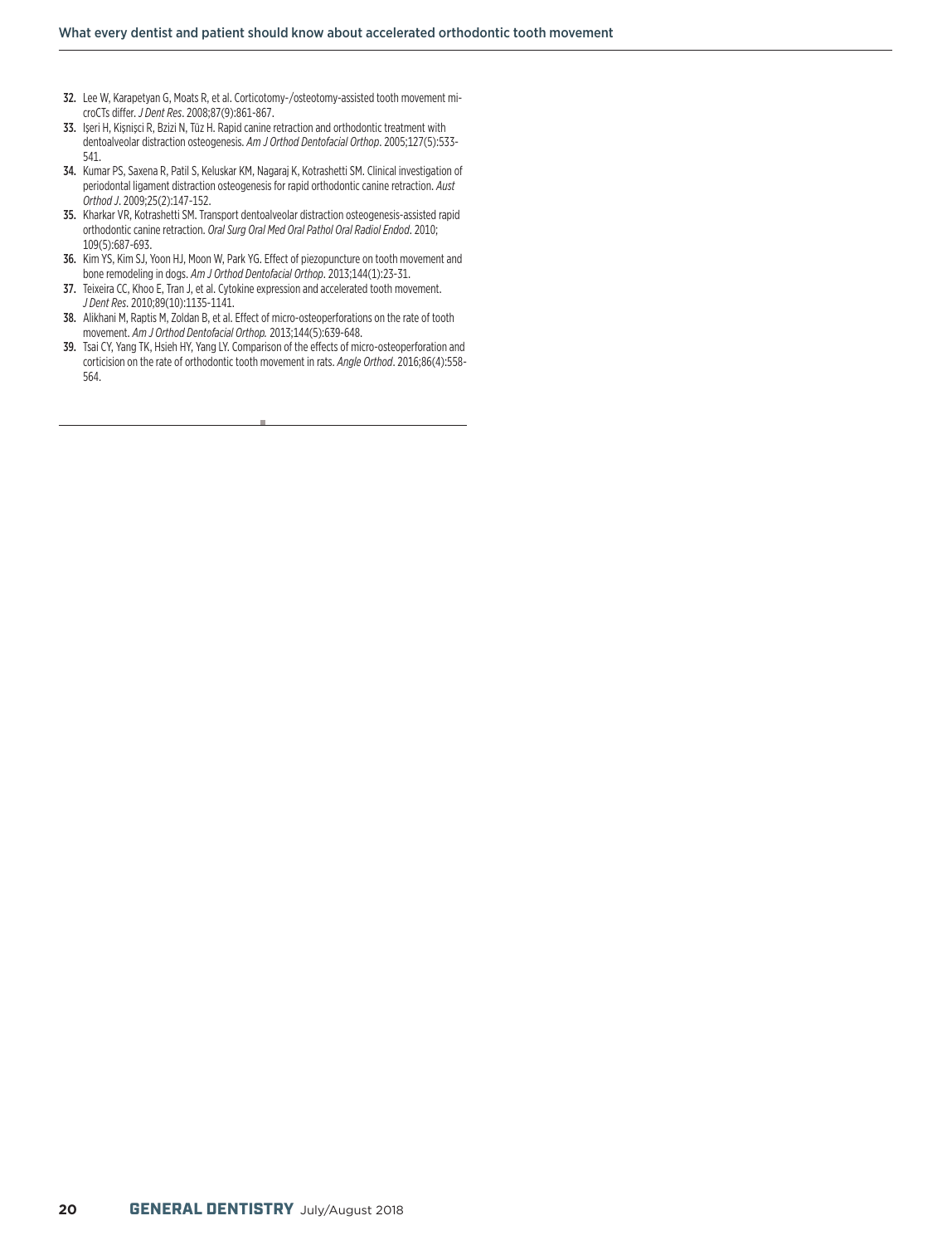32. Lee W, Karapetyan G, Moats R, et al. Corticotomy-/osteotomy-assisted tooth movement microCTs differ. *J Dent Res*. 2008;87(9):861-867.
33. Işeri H, Kişnişci R, Bzizi N, Tüz H. Rapid canine retraction and orthodontic treatment with dentoalveolar distraction osteogenesis. *Am J Orthod Dentofacial Orthop*. 2005;127(5):533-541.
34. Kumar PS, Saxena R, Patil S, Keluskar KM, Nagaraj K, Kotrashetti SM. Clinical investigation of periodontal ligament distraction osteogenesis for rapid orthodontic canine retraction. *Aust Orthod J*. 2009;25(2):147-152.
35. Kharkar VR, Kotrashetti SM. Transport dentoalveolar distraction osteogenesis-assisted rapid orthodontic canine retraction. *Oral Surg Oral Med Oral Pathol Oral Radiol Endod*. 2010; 109(5):687-693.
36. Kim YS, Kim SJ, Yoon HJ, Moon W, Park YG. Effect of piezopuncture on tooth movement and bone remodeling in dogs. *Am J Orthod Dentofacial Orthop*. 2013;144(1):23-31.
37. Teixeira CC, Khoo E, Tran J, et al. Cytokine expression and accelerated tooth movement. *J Dent Res*. 2010;89(10):1135-1141.
38. Alikhani M, Raptis M, Zoldan B, et al. Effect of micro-osteoperforations on the rate of tooth movement. *Am J Orthod Dentofacial Orthop.* 2013;144(5):639-648.
39. Tsai CY, Yang TK, Hsieh HY, Yang LY. Comparison of the effects of micro-osteoperforation and corticision on the rate of orthodontic tooth movement in rats. *Angle Orthod*. 2016;86(4):558-564.